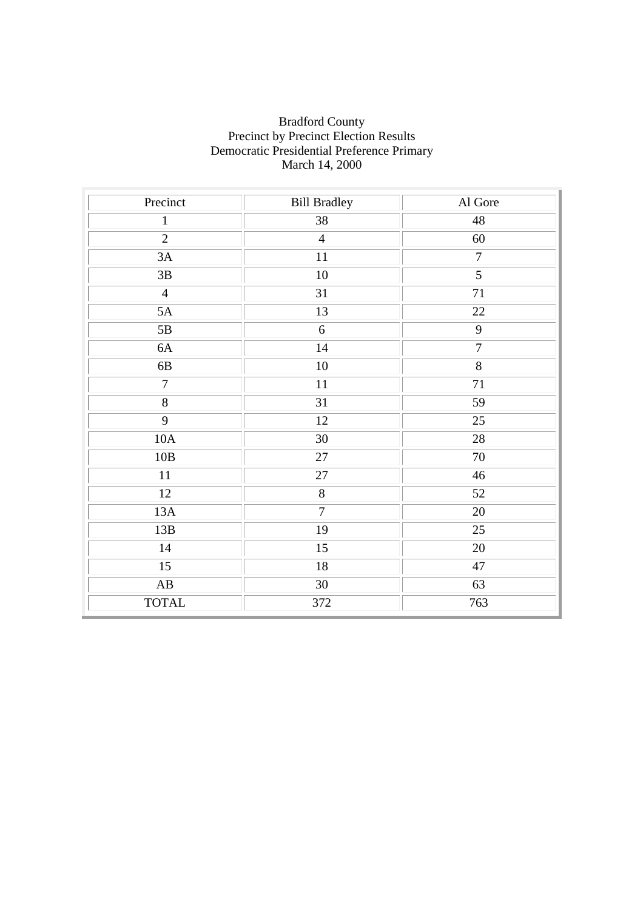Bradford County
Precinct by Precinct Election Results
Democratic Presidential Preference Primary
March 14, 2000

| Precinct | Bill Bradley | Al Gore |
|---|---|---|
| 1 | 38 | 48 |
| 2 | 4 | 60 |
| 3A | 11 | 7 |
| 3B | 10 | 5 |
| 4 | 31 | 71 |
| 5A | 13 | 22 |
| 5B | 6 | 9 |
| 6A | 14 | 7 |
| 6B | 10 | 8 |
| 7 | 11 | 71 |
| 8 | 31 | 59 |
| 9 | 12 | 25 |
| 10A | 30 | 28 |
| 10B | 27 | 70 |
| 11 | 27 | 46 |
| 12 | 8 | 52 |
| 13A | 7 | 20 |
| 13B | 19 | 25 |
| 14 | 15 | 20 |
| 15 | 18 | 47 |
| AB | 30 | 63 |
| TOTAL | 372 | 763 |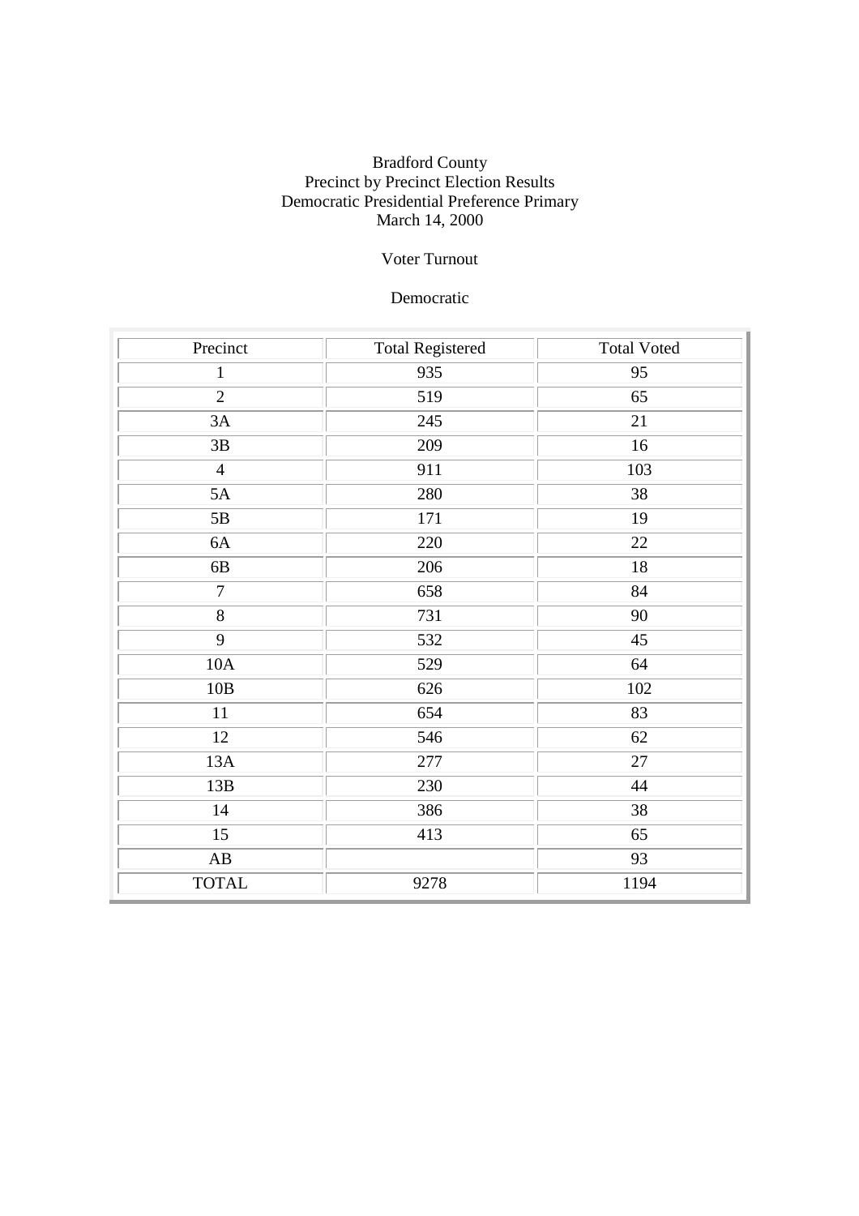Bradford County
Precinct by Precinct Election Results
Democratic Presidential Preference Primary
March 14, 2000

Voter Turnout

Democratic

| Precinct | Total Registered | Total Voted |
|---|---|---|
| 1 | 935 | 95 |
| 2 | 519 | 65 |
| 3A | 245 | 21 |
| 3B | 209 | 16 |
| 4 | 911 | 103 |
| 5A | 280 | 38 |
| 5B | 171 | 19 |
| 6A | 220 | 22 |
| 6B | 206 | 18 |
| 7 | 658 | 84 |
| 8 | 731 | 90 |
| 9 | 532 | 45 |
| 10A | 529 | 64 |
| 10B | 626 | 102 |
| 11 | 654 | 83 |
| 12 | 546 | 62 |
| 13A | 277 | 27 |
| 13B | 230 | 44 |
| 14 | 386 | 38 |
| 15 | 413 | 65 |
| AB | | 93 |
| TOTAL | 9278 | 1194 |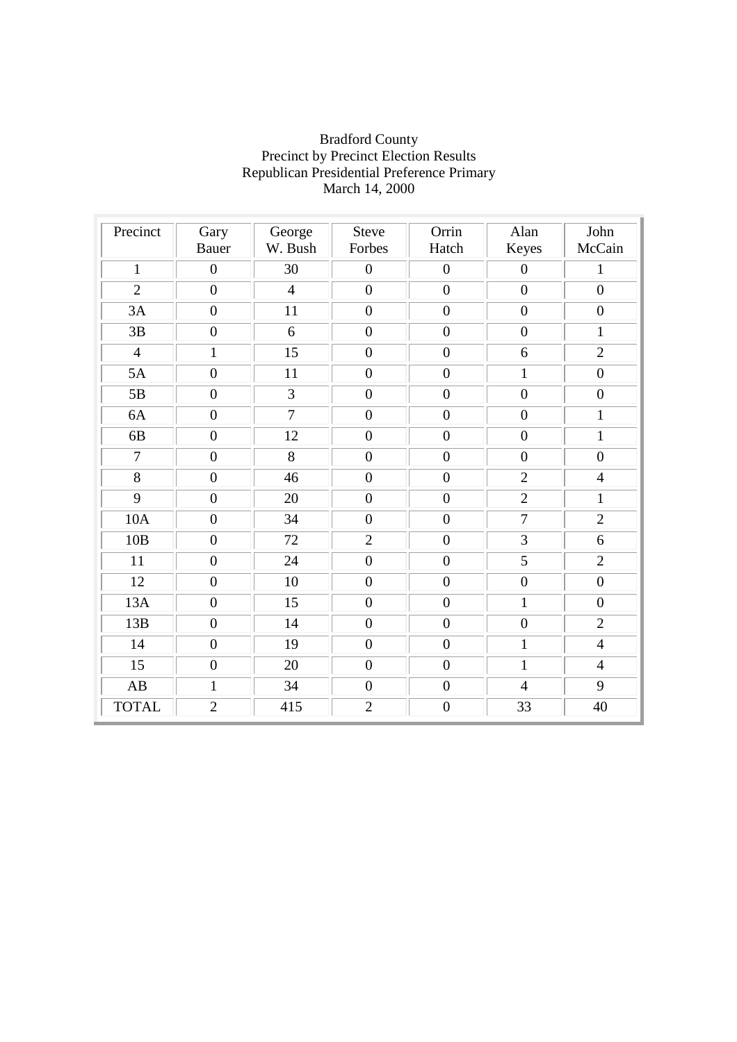Bradford County
Precinct by Precinct Election Results
Republican Presidential Preference Primary
March 14, 2000

| Precinct | Gary Bauer | George W. Bush | Steve Forbes | Orrin Hatch | Alan Keyes | John McCain |
|---|---|---|---|---|---|---|
| 1 | 0 | 30 | 0 | 0 | 0 | 1 |
| 2 | 0 | 4 | 0 | 0 | 0 | 0 |
| 3A | 0 | 11 | 0 | 0 | 0 | 0 |
| 3B | 0 | 6 | 0 | 0 | 0 | 1 |
| 4 | 1 | 15 | 0 | 0 | 6 | 2 |
| 5A | 0 | 11 | 0 | 0 | 1 | 0 |
| 5B | 0 | 3 | 0 | 0 | 0 | 0 |
| 6A | 0 | 7 | 0 | 0 | 0 | 1 |
| 6B | 0 | 12 | 0 | 0 | 0 | 1 |
| 7 | 0 | 8 | 0 | 0 | 0 | 0 |
| 8 | 0 | 46 | 0 | 0 | 2 | 4 |
| 9 | 0 | 20 | 0 | 0 | 2 | 1 |
| 10A | 0 | 34 | 0 | 0 | 7 | 2 |
| 10B | 0 | 72 | 2 | 0 | 3 | 6 |
| 11 | 0 | 24 | 0 | 0 | 5 | 2 |
| 12 | 0 | 10 | 0 | 0 | 0 | 0 |
| 13A | 0 | 15 | 0 | 0 | 1 | 0 |
| 13B | 0 | 14 | 0 | 0 | 0 | 2 |
| 14 | 0 | 19 | 0 | 0 | 1 | 4 |
| 15 | 0 | 20 | 0 | 0 | 1 | 4 |
| AB | 1 | 34 | 0 | 0 | 4 | 9 |
| TOTAL | 2 | 415 | 2 | 0 | 33 | 40 |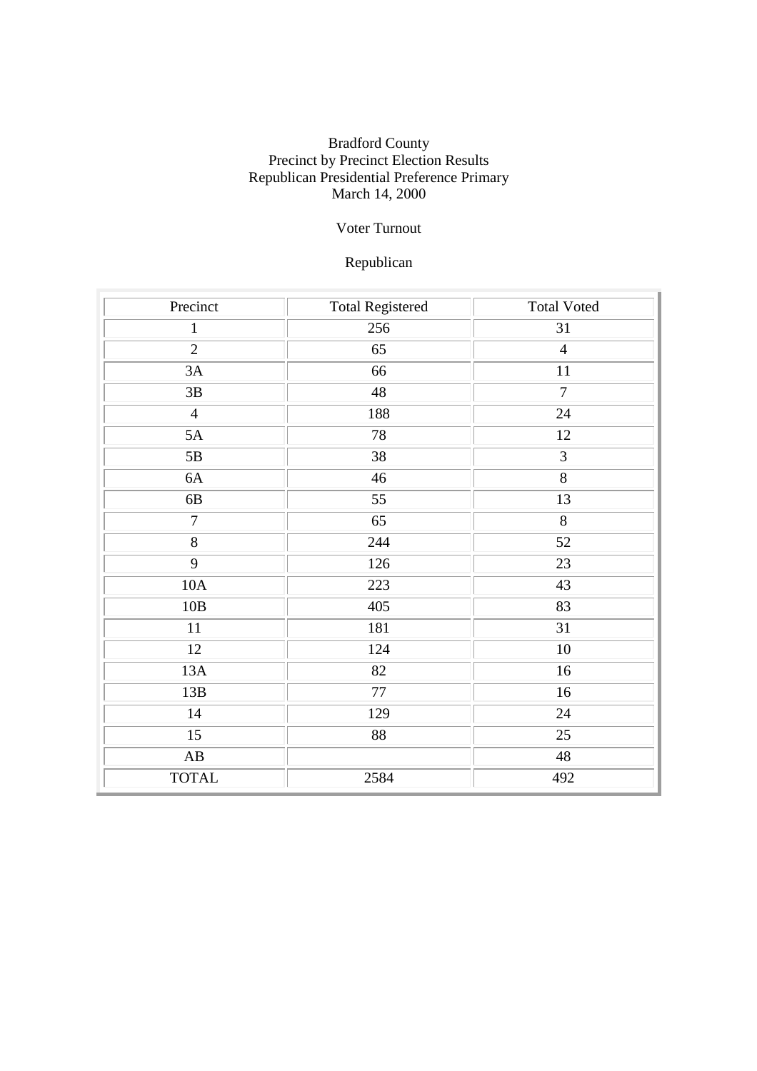Bradford County
Precinct by Precinct Election Results
Republican Presidential Preference Primary
March 14, 2000

Voter Turnout

Republican

| Precinct | Total Registered | Total Voted |
|---|---|---|
| 1 | 256 | 31 |
| 2 | 65 | 4 |
| 3A | 66 | 11 |
| 3B | 48 | 7 |
| 4 | 188 | 24 |
| 5A | 78 | 12 |
| 5B | 38 | 3 |
| 6A | 46 | 8 |
| 6B | 55 | 13 |
| 7 | 65 | 8 |
| 8 | 244 | 52 |
| 9 | 126 | 23 |
| 10A | 223 | 43 |
| 10B | 405 | 83 |
| 11 | 181 | 31 |
| 12 | 124 | 10 |
| 13A | 82 | 16 |
| 13B | 77 | 16 |
| 14 | 129 | 24 |
| 15 | 88 | 25 |
| AB | | 48 |
| TOTAL | 2584 | 492 |